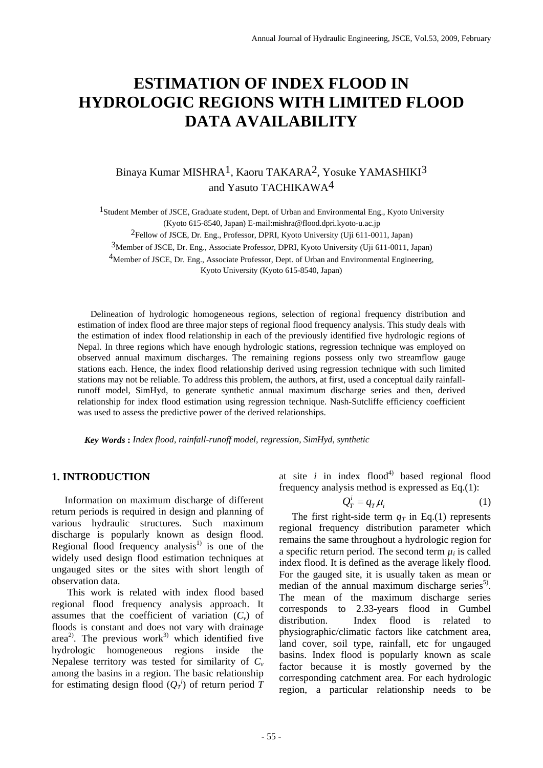# ESTIMATION OF INDEX FLOOD IN HYDROLOGIC REGIONS WITH LIMITED FLOOD DATA AVAILABILITY

Binaya Kumar MISHRA[1], Kaoru TAKARA[2], Yosuke YAMASHIKI[3] and Yasuto TACHIKAWA[4]

[1]Student Member of JSCE, Graduate student, Dept. of Urban and Environmental Eng., Kyoto University (Kyoto 615-8540, Japan) E-mail:mishra@flood.dpri.kyoto-u.ac.jp

[2]Fellow of JSCE, Dr. Eng., Professor, DPRI, Kyoto University (Uji 611-0011, Japan)

[3]Member of JSCE, Dr. Eng., Associate Professor, DPRI, Kyoto University (Uji 611-0011, Japan)

[4]Member of JSCE, Dr. Eng., Associate Professor, Dept. of Urban and Environmental Engineering, Kyoto University (Kyoto 615-8540, Japan)

Delineation of hydrologic homogeneous regions, selection of regional frequency distribution and estimation of index flood are three major steps of regional flood frequency analysis. This study deals with the estimation of index flood relationship in each of the previously identified five hydrologic regions of Nepal. In three regions which have enough hydrologic stations, regression technique was employed on observed annual maximum discharges. The remaining regions possess only two streamflow gauge stations each. Hence, the index flood relationship derived using regression technique with such limited stations may not be reliable. To address this problem, the authors, at first, used a conceptual daily rainfall-runoff model, SimHyd, to generate synthetic annual maximum discharge series and then, derived relationship for index flood estimation using regression technique. Nash-Sutcliffe efficiency coefficient was used to assess the predictive power of the derived relationships.

***Key Words*** **:** *Index flood, rainfall-runoff model, regression, SimHyd, synthetic*

## 1. INTRODUCTION

Information on maximum discharge of different return periods is required in design and planning of various hydraulic structures. Such maximum discharge is popularly known as design flood. Regional flood frequency analysis[1)] is one of the widely used design flood estimation techniques at ungauged sites or the sites with short length of observation data.

This work is related with index flood based regional flood frequency analysis approach. It assumes that the coefficient of variation ($C_v$) of floods is constant and does not vary with drainage area[2)]. The previous work[3)] which identified five hydrologic homogeneous regions inside the Nepalese territory was tested for similarity of $C_v$ among the basins in a region. The basic relationship for estimating design flood ($Q_T^i$) of return period $T$ at site $i$ in index flood[4)] based regional flood frequency analysis method is expressed as Eq.(1):

$$Q_T^i = q_T \mu_i \tag{1}$$

The first right-side term $q_T$ in Eq.(1) represents regional frequency distribution parameter which remains the same throughout a hydrologic region for a specific return period. The second term $\mu_i$ is called index flood. It is defined as the average likely flood. For the gauged site, it is usually taken as mean or median of the annual maximum discharge series[5)]. The mean of the maximum discharge series corresponds to 2.33-years flood in Gumbel distribution. Index flood is related to physiographic/climatic factors like catchment area, land cover, soil type, rainfall, etc for ungauged basins. Index flood is popularly known as scale factor because it is mostly governed by the corresponding catchment area. For each hydrologic region, a particular relationship needs to be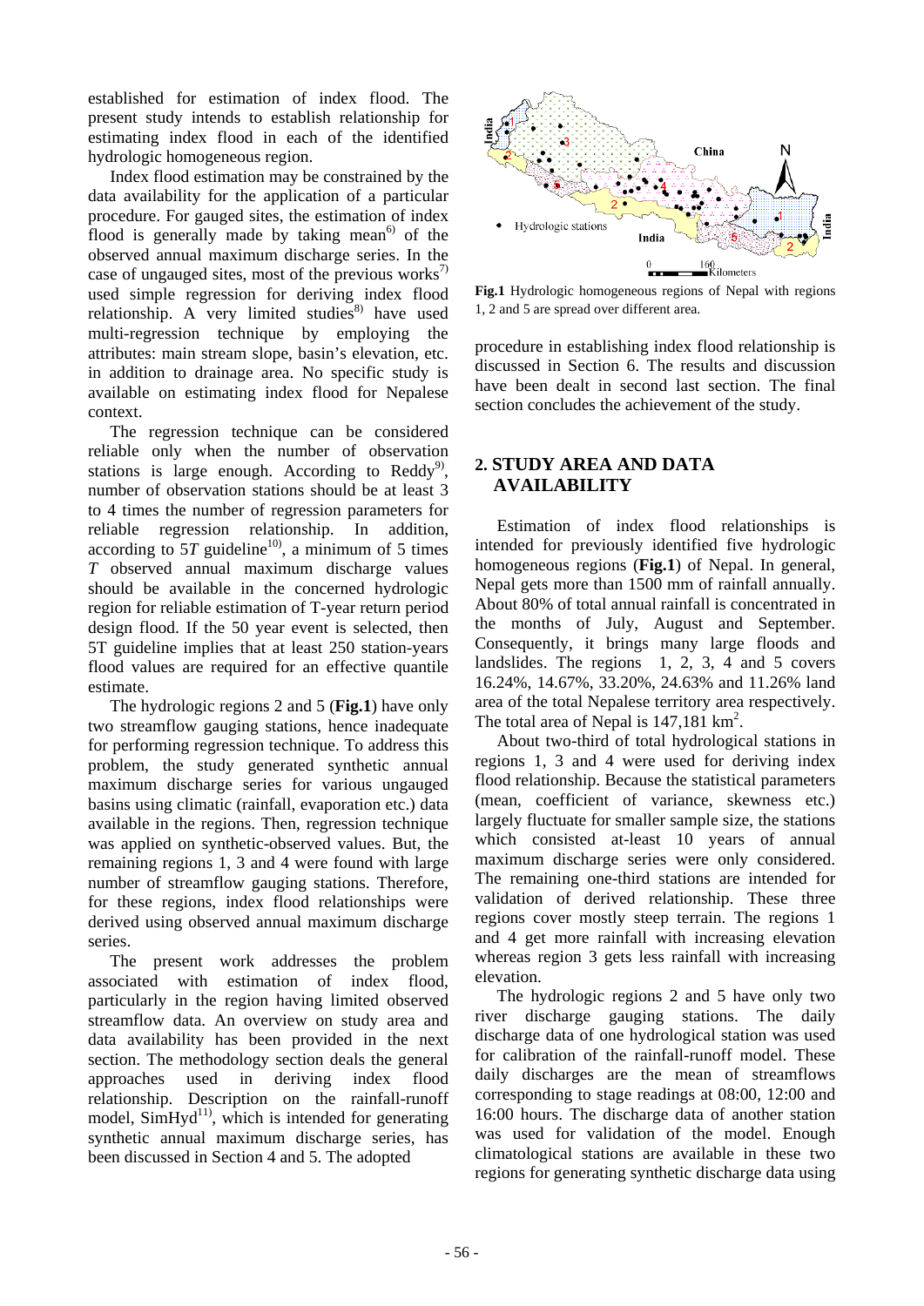established for estimation of index flood. The present study intends to establish relationship for estimating index flood in each of the identified hydrologic homogeneous region.

Index flood estimation may be constrained by the data availability for the application of a particular procedure. For gauged sites, the estimation of index flood is generally made by taking mean[6] of the observed annual maximum discharge series. In the case of ungauged sites, most of the previous works[7] used simple regression for deriving index flood relationship. A very limited studies[8] have used multi-regression technique by employing the attributes: main stream slope, basin's elevation, etc. in addition to drainage area. No specific study is available on estimating index flood for Nepalese context.

The regression technique can be considered reliable only when the number of observation stations is large enough. According to Reddy[9], number of observation stations should be at least 3 to 4 times the number of regression parameters for reliable regression relationship. In addition, according to 5*T* guideline[10], a minimum of 5 times *T* observed annual maximum discharge values should be available in the concerned hydrologic region for reliable estimation of T-year return period design flood. If the 50 year event is selected, then 5T guideline implies that at least 250 station-years flood values are required for an effective quantile estimate.

The hydrologic regions 2 and 5 (**Fig.1**) have only two streamflow gauging stations, hence inadequate for performing regression technique. To address this problem, the study generated synthetic annual maximum discharge series for various ungauged basins using climatic (rainfall, evaporation etc.) data available in the regions. Then, regression technique was applied on synthetic-observed values. But, the remaining regions 1, 3 and 4 were found with large number of streamflow gauging stations. Therefore, for these regions, index flood relationships were derived using observed annual maximum discharge series.

The present work addresses the problem associated with estimation of index flood, particularly in the region having limited observed streamflow data. An overview on study area and data availability has been provided in the next section. The methodology section deals the general approaches used in deriving index flood relationship. Description on the rainfall-runoff model, SimHyd[11], which is intended for generating synthetic annual maximum discharge series, has been discussed in Section 4 and 5. The adopted procedure in establishing index flood relationship is discussed in Section 6. The results and discussion have been dealt in second last section. The final section concludes the achievement of the study.

**Fig.1** Hydrologic homogeneous regions of Nepal with regions 1, 2 and 5 are spread over different area.

## 2. STUDY AREA AND DATA AVAILABILITY

Estimation of index flood relationships is intended for previously identified five hydrologic homogeneous regions (**Fig.1**) of Nepal. In general, Nepal gets more than 1500 mm of rainfall annually. About 80% of total annual rainfall is concentrated in the months of July, August and September. Consequently, it brings many large floods and landslides. The regions 1, 2, 3, 4 and 5 covers 16.24%, 14.67%, 33.20%, 24.63% and 11.26% land area of the total Nepalese territory area respectively. The total area of Nepal is 147,181 km$^2$.

About two-third of total hydrological stations in regions 1, 3 and 4 were used for deriving index flood relationship. Because the statistical parameters (mean, coefficient of variance, skewness etc.) largely fluctuate for smaller sample size, the stations which consisted at-least 10 years of annual maximum discharge series were only considered. The remaining one-third stations are intended for validation of derived relationship. These three regions cover mostly steep terrain. The regions 1 and 4 get more rainfall with increasing elevation whereas region 3 gets less rainfall with increasing elevation.

The hydrologic regions 2 and 5 have only two river discharge gauging stations. The daily discharge data of one hydrological station was used for calibration of the rainfall-runoff model. These daily discharges are the mean of streamflows corresponding to stage readings at 08:00, 12:00 and 16:00 hours. The discharge data of another station was used for validation of the model. Enough climatological stations are available in these two regions for generating synthetic discharge data using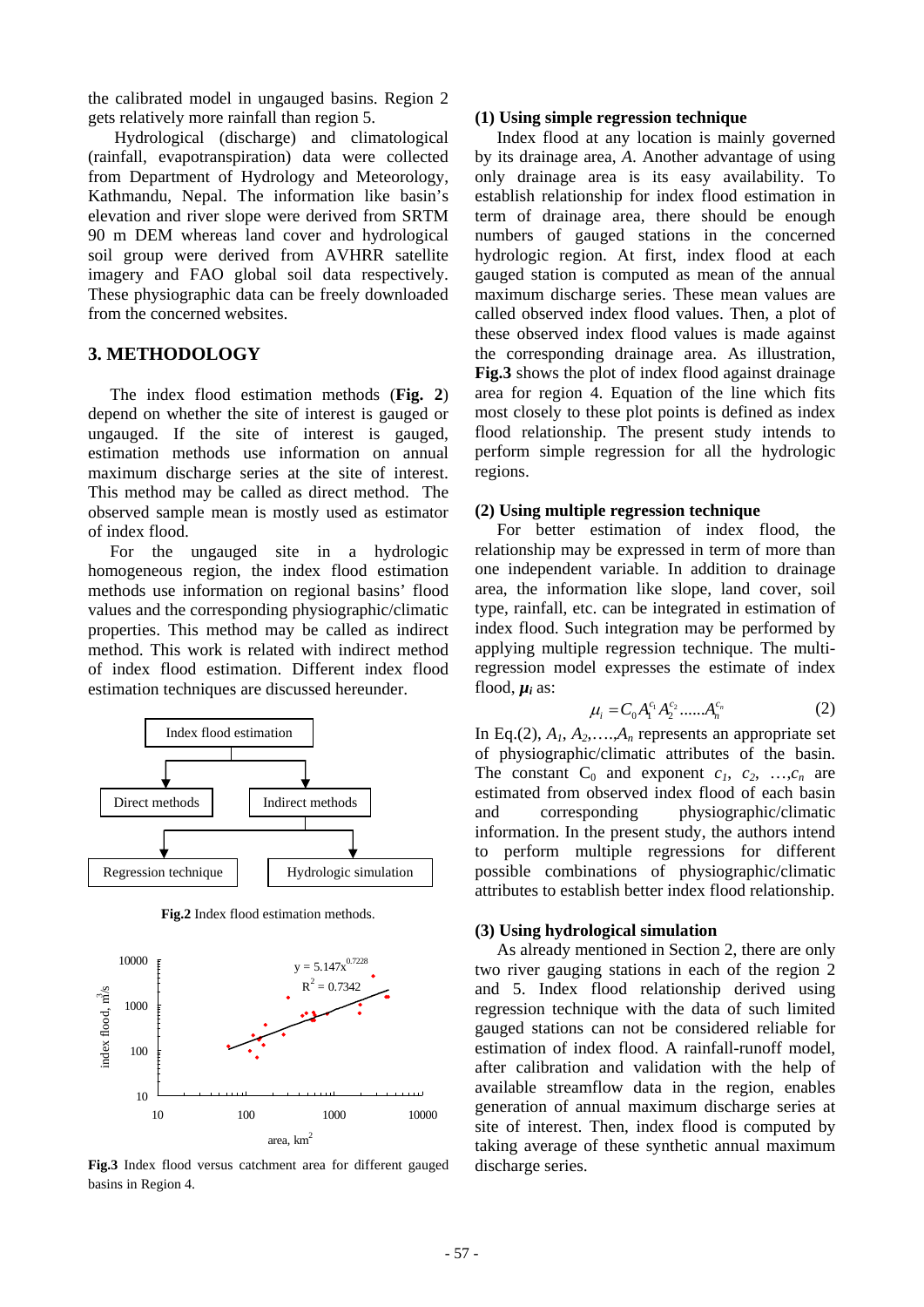the calibrated model in ungauged basins. Region 2 gets relatively more rainfall than region 5.

Hydrological (discharge) and climatological (rainfall, evapotranspiration) data were collected from Department of Hydrology and Meteorology, Kathmandu, Nepal. The information like basin's elevation and river slope were derived from SRTM 90 m DEM whereas land cover and hydrological soil group were derived from AVHRR satellite imagery and FAO global soil data respectively. These physiographic data can be freely downloaded from the concerned websites.

## 3. METHODOLOGY

The index flood estimation methods (**Fig. 2**) depend on whether the site of interest is gauged or ungauged. If the site of interest is gauged, estimation methods use information on annual maximum discharge series at the site of interest. This method may be called as direct method. The observed sample mean is mostly used as estimator of index flood.

For the ungauged site in a hydrologic homogeneous region, the index flood estimation methods use information on regional basins' flood values and the corresponding physiographic/climatic properties. This method may be called as indirect method. This work is related with indirect method of index flood estimation. Different index flood estimation techniques are discussed hereunder.

**Fig.2** Index flood estimation methods.

**Fig.3** Index flood versus catchment area for different gauged basins in Region 4.

### (1) Using simple regression technique

Index flood at any location is mainly governed by its drainage area, *A*. Another advantage of using only drainage area is its easy availability. To establish relationship for index flood estimation in term of drainage area, there should be enough numbers of gauged stations in the concerned hydrologic region. At first, index flood at each gauged station is computed as mean of the annual maximum discharge series. These mean values are called observed index flood values. Then, a plot of these observed index flood values is made against the corresponding drainage area. As illustration, **Fig.3** shows the plot of index flood against drainage area for region 4. Equation of the line which fits most closely to these plot points is defined as index flood relationship. The present study intends to perform simple regression for all the hydrologic regions.

### (2) Using multiple regression technique

For better estimation of index flood, the relationship may be expressed in term of more than one independent variable. In addition to drainage area, the information like slope, land cover, soil type, rainfall, etc. can be integrated in estimation of index flood. Such integration may be performed by applying multiple regression technique. The multi-regression model expresses the estimate of index flood, $\boldsymbol{\mu_i}$ as:

$$\mu_i = C_0 A_1^{c_1} A_2^{c_2} ......A_n^{c_n} \tag{2}$$

In Eq.(2), $A_1$, $A_2$,….,$A_n$ represents an appropriate set of physiographic/climatic attributes of the basin. The constant $C_0$ and exponent $c_1$, $c_2$, …,$c_n$ are estimated from observed index flood of each basin and corresponding physiographic/climatic information. In the present study, the authors intend to perform multiple regressions for different possible combinations of physiographic/climatic attributes to establish better index flood relationship.

### (3) Using hydrological simulation

As already mentioned in Section 2, there are only two river gauging stations in each of the region 2 and 5. Index flood relationship derived using regression technique with the data of such limited gauged stations can not be considered reliable for estimation of index flood. A rainfall-runoff model, after calibration and validation with the help of available streamflow data in the region, enables generation of annual maximum discharge series at site of interest. Then, index flood is computed by taking average of these synthetic annual maximum discharge series.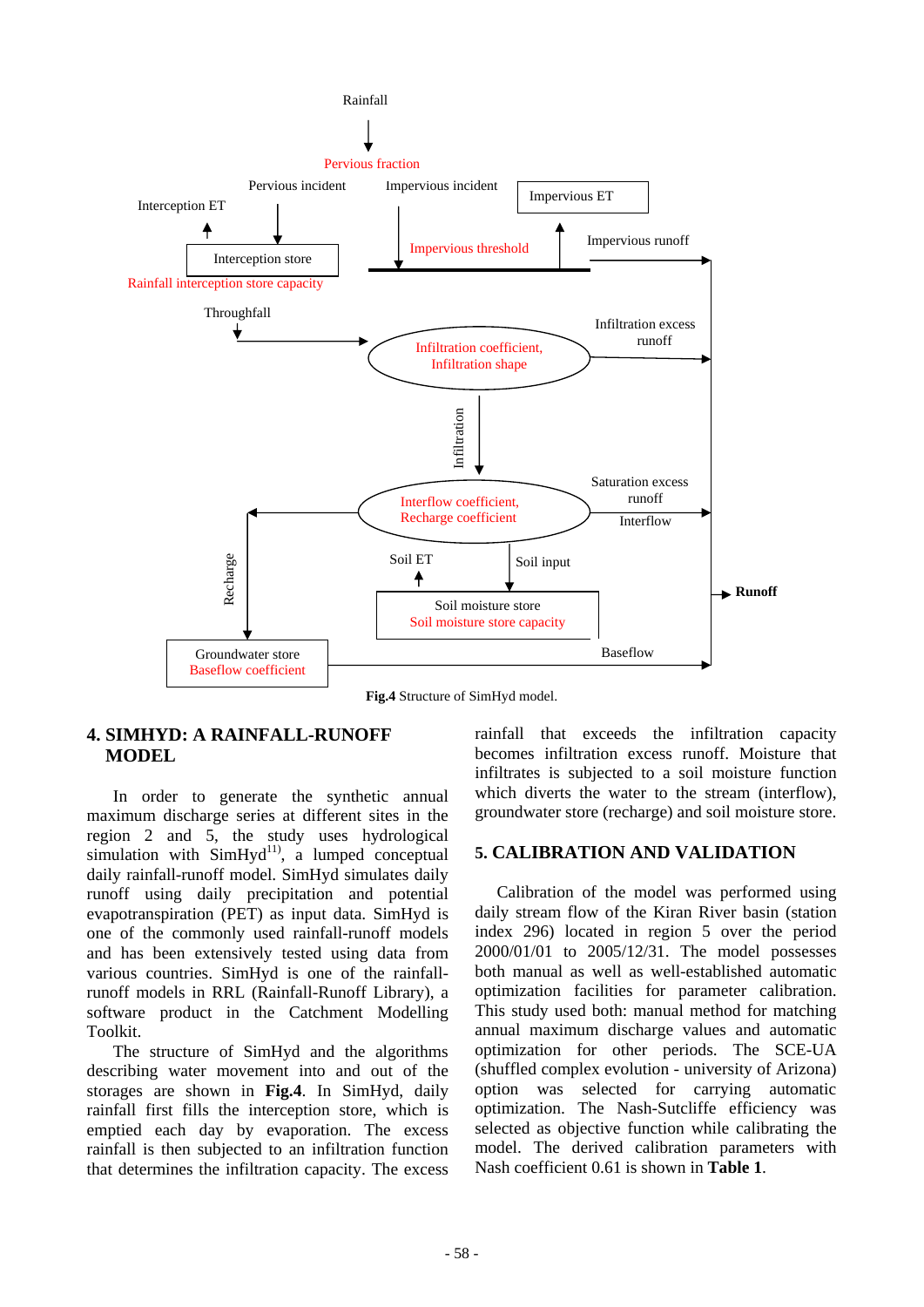**Fig.4** Structure of SimHyd model.

## 4. SIMHYD: A RAINFALL-RUNOFF MODEL

In order to generate the synthetic annual maximum discharge series at different sites in the region 2 and 5, the study uses hydrological simulation with SimHyd[11], a lumped conceptual daily rainfall-runoff model. SimHyd simulates daily runoff using daily precipitation and potential evapotranspiration (PET) as input data. SimHyd is one of the commonly used rainfall-runoff models and has been extensively tested using data from various countries. SimHyd is one of the rainfall-runoff models in RRL (Rainfall-Runoff Library), a software product in the Catchment Modelling Toolkit.

The structure of SimHyd and the algorithms describing water movement into and out of the storages are shown in **Fig.4**. In SimHyd, daily rainfall first fills the interception store, which is emptied each day by evaporation. The excess rainfall is then subjected to an infiltration function that determines the infiltration capacity. The excess rainfall that exceeds the infiltration capacity becomes infiltration excess runoff. Moisture that infiltrates is subjected to a soil moisture function which diverts the water to the stream (interflow), groundwater store (recharge) and soil moisture store.

## 5. CALIBRATION AND VALIDATION

Calibration of the model was performed using daily stream flow of the Kiran River basin (station index 296) located in region 5 over the period 2000/01/01 to 2005/12/31. The model possesses both manual as well as well-established automatic optimization facilities for parameter calibration. This study used both: manual method for matching annual maximum discharge values and automatic optimization for other periods. The SCE-UA (shuffled complex evolution - university of Arizona) option was selected for carrying automatic optimization. The Nash-Sutcliffe efficiency was selected as objective function while calibrating the model. The derived calibration parameters with Nash coefficient 0.61 is shown in **Table 1**.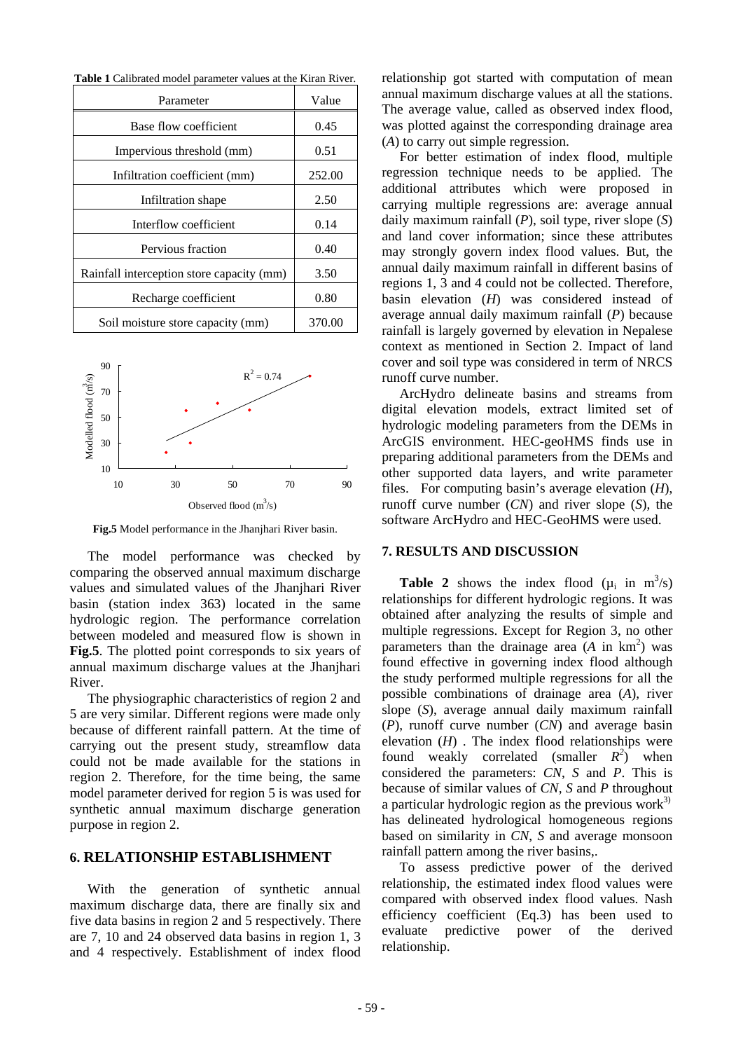**Table 1** Calibrated model parameter values at the Kiran River.

| Parameter | Value |
|---|---|
| Base flow coefficient | 0.45 |
| Impervious threshold (mm) | 0.51 |
| Infiltration coefficient (mm) | 252.00 |
| Infiltration shape | 2.50 |
| Interflow coefficient | 0.14 |
| Pervious fraction | 0.40 |
| Rainfall interception store capacity (mm) | 3.50 |
| Recharge coefficient | 0.80 |
| Soil moisture store capacity (mm) | 370.00 |

**Fig.5** Model performance in the Jhanjhari River basin.

The model performance was checked by comparing the observed annual maximum discharge values and simulated values of the Jhanjhari River basin (station index 363) located in the same hydrologic region. The performance correlation between modeled and measured flow is shown in **Fig.5**. The plotted point corresponds to six years of annual maximum discharge values at the Jhanjhari River.

The physiographic characteristics of region 2 and 5 are very similar. Different regions were made only because of different rainfall pattern. At the time of carrying out the present study, streamflow data could not be made available for the stations in region 2. Therefore, for the time being, the same model parameter derived for region 5 is was used for synthetic annual maximum discharge generation purpose in region 2.

## 6. RELATIONSHIP ESTABLISHMENT

With the generation of synthetic annual maximum discharge data, there are finally six and five data basins in region 2 and 5 respectively. There are 7, 10 and 24 observed data basins in region 1, 3 and 4 respectively. Establishment of index flood relationship got started with computation of mean annual maximum discharge values at all the stations. The average value, called as observed index flood, was plotted against the corresponding drainage area (*A*) to carry out simple regression.

For better estimation of index flood, multiple regression technique needs to be applied. The additional attributes which were proposed in carrying multiple regressions are: average annual daily maximum rainfall (*P*), soil type, river slope (*S*) and land cover information; since these attributes may strongly govern index flood values. But, the annual daily maximum rainfall in different basins of regions 1, 3 and 4 could not be collected. Therefore, basin elevation (*H*) was considered instead of average annual daily maximum rainfall (*P*) because rainfall is largely governed by elevation in Nepalese context as mentioned in Section 2. Impact of land cover and soil type was considered in term of NRCS runoff curve number.

ArcHydro delineate basins and streams from digital elevation models, extract limited set of hydrologic modeling parameters from the DEMs in ArcGIS environment. HEC-geoHMS finds use in preparing additional parameters from the DEMs and other supported data layers, and write parameter files. For computing basin's average elevation (*H*), runoff curve number (*CN*) and river slope (*S*), the software ArcHydro and HEC-GeoHMS were used.

## 7. RESULTS AND DISCUSSION

**Table 2** shows the index flood ($\mu_i$ in $m^3/s$) relationships for different hydrologic regions. It was obtained after analyzing the results of simple and multiple regressions. Except for Region 3, no other parameters than the drainage area ($A$ in $km^2$) was found effective in governing index flood although the study performed multiple regressions for all the possible combinations of drainage area (*A*), river slope (*S*), average annual daily maximum rainfall (*P*), runoff curve number (*CN*) and average basin elevation (*H*) . The index flood relationships were found weakly correlated (smaller $R^2$) when considered the parameters: *CN*, *S* and *P*. This is because of similar values of *CN*, *S* and *P* throughout a particular hydrologic region as the previous work[3) has delineated hydrological homogeneous regions based on similarity in *CN*, *S* and average monsoon rainfall pattern among the river basins,.

To assess predictive power of the derived relationship, the estimated index flood values were compared with observed index flood values. Nash efficiency coefficient (Eq.3) has been used to evaluate predictive power of the derived relationship.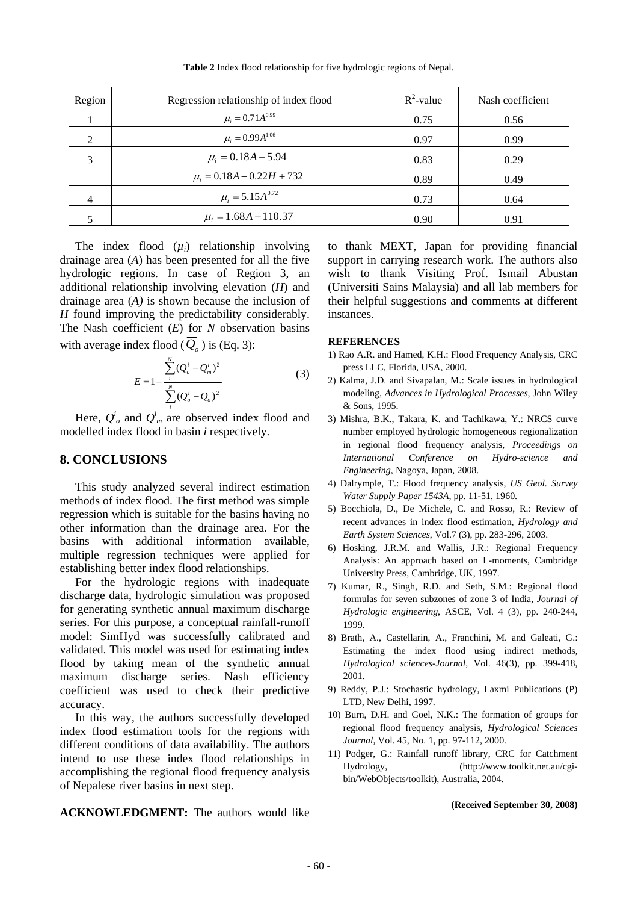**Table 2** Index flood relationship for five hydrologic regions of Nepal.

| Region | Regression relationship of index flood | $R^2$-value | Nash coefficient |
|---|---|---|---|
| 1 | $\mu_i = 0.71A^{0.99}$ | 0.75 | 0.56 |
| 2 | $\mu_i = 0.99A^{1.06}$ | 0.97 | 0.99 |
| 3 | $\mu_i = 0.18A - 5.94$ | 0.83 | 0.29 |
|  | $\mu_i = 0.18A - 0.22H + 732$ | 0.89 | 0.49 |
| 4 | $\mu_i = 5.15A^{0.72}$ | 0.73 | 0.64 |
| 5 | $\mu_i = 1.68A - 110.37$ | 0.90 | 0.91 |

The index flood ($\mu_i$) relationship involving drainage area ($A$) has been presented for all the five hydrologic regions. In case of Region 3, an additional relationship involving elevation ($H$) and drainage area ($A$) is shown because the inclusion of $H$ found improving the predictability considerably. The Nash coefficient ($E$) for $N$ observation basins with average index flood ($\overline{Q}_o$) is (Eq. 3):

$$E = 1 - \frac{\sum_{i}^{N}(Q_o^i - Q_m^i)^2}{\sum_{i}^{N}(Q_o^i - \overline{Q}_o)^2} \qquad (3)$$

Here, $Q^i_o$ and $Q^i_m$ are observed index flood and modelled index flood in basin $i$ respectively.

## 8. CONCLUSIONS

This study analyzed several indirect estimation methods of index flood. The first method was simple regression which is suitable for the basins having no other information than the drainage area. For the basins with additional information available, multiple regression techniques were applied for establishing better index flood relationships.

For the hydrologic regions with inadequate discharge data, hydrologic simulation was proposed for generating synthetic annual maximum discharge series. For this purpose, a conceptual rainfall-runoff model: SimHyd was successfully calibrated and validated. This model was used for estimating index flood by taking mean of the synthetic annual maximum discharge series. Nash efficiency coefficient was used to check their predictive accuracy.

In this way, the authors successfully developed index flood estimation tools for the regions with different conditions of data availability. The authors intend to use these index flood relationships in accomplishing the regional flood frequency analysis of Nepalese river basins in next step.

**ACKNOWLEDGMENT:** The authors would like to thank MEXT, Japan for providing financial support in carrying research work. The authors also wish to thank Visiting Prof. Ismail Abustan (Universiti Sains Malaysia) and all lab members for their helpful suggestions and comments at different instances.

**REFERENCES**

1) Rao A.R. and Hamed, K.H.: Flood Frequency Analysis, CRC press LLC, Florida, USA, 2000.
2) Kalma, J.D. and Sivapalan, M.: Scale issues in hydrological modeling, *Advances in Hydrological Processes*, John Wiley & Sons, 1995.
3) Mishra, B.K., Takara, K. and Tachikawa, Y.: NRCS curve number employed hydrologic homogeneous regionalization in regional flood frequency analysis, *Proceedings on International Conference on Hydro-science and Engineering*, Nagoya, Japan, 2008.
4) Dalrymple, T.: Flood frequency analysis, *US Geol. Survey Water Supply Paper 1543A*, pp. 11-51, 1960.
5) Bocchiola, D., De Michele, C. and Rosso, R.: Review of recent advances in index flood estimation, *Hydrology and Earth System Sciences*, Vol.7 (3), pp. 283-296, 2003.
6) Hosking, J.R.M. and Wallis, J.R.: Regional Frequency Analysis: An approach based on L-moments, Cambridge University Press, Cambridge, UK, 1997.
7) Kumar, R., Singh, R.D. and Seth, S.M.: Regional flood formulas for seven subzones of zone 3 of India, *Journal of Hydrologic engineering*, ASCE, Vol. 4 (3), pp. 240-244, 1999.
8) Brath, A., Castellarin, A., Franchini, M. and Galeati, G.: Estimating the index flood using indirect methods, *Hydrological sciences-Journal*, Vol. 46(3), pp. 399-418, 2001.
9) Reddy, P.J.: Stochastic hydrology, Laxmi Publications (P) LTD, New Delhi, 1997.
10) Burn, D.H. and Goel, N.K.: The formation of groups for regional flood frequency analysis, *Hydrological Sciences Journal*, Vol. 45, No. 1, pp. 97-112, 2000.
11) Podger, G.: Rainfall runoff library, CRC for Catchment Hydrology, (http://www.toolkit.net.au/cgi-bin/WebObjects/toolkit), Australia, 2004.

**(Received September 30, 2008)**